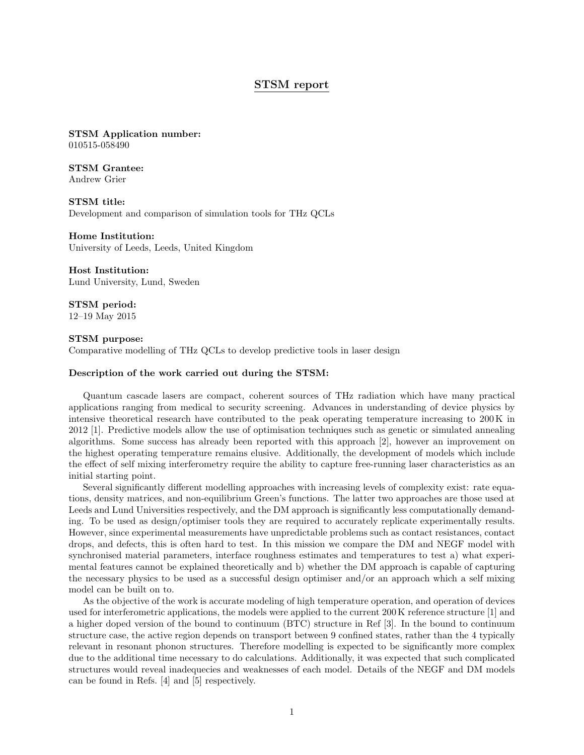# STSM report

**STSM Application number:**
010515-058490

**STSM Grantee:**
Andrew Grier

**STSM title:**
Development and comparison of simulation tools for THz QCLs

**Home Institution:**
University of Leeds, Leeds, United Kingdom

**Host Institution:**
Lund University, Lund, Sweden

**STSM period:**
12–19 May 2015

**STSM purpose:**
Comparative modelling of THz QCLs to develop predictive tools in laser design

**Description of the work carried out during the STSM:**

Quantum cascade lasers are compact, coherent sources of THz radiation which have many practical applications ranging from medical to security screening. Advances in understanding of device physics by intensive theoretical research have contributed to the peak operating temperature increasing to 200 K in 2012 [1]. Predictive models allow the use of optimisation techniques such as genetic or simulated annealing algorithms. Some success has already been reported with this approach [2], however an improvement on the highest operating temperature remains elusive. Additionally, the development of models which include the effect of self mixing interferometry require the ability to capture free-running laser characteristics as an initial starting point.

Several significantly different modelling approaches with increasing levels of complexity exist: rate equations, density matrices, and non-equilibrium Green's functions. The latter two approaches are those used at Leeds and Lund Universities respectively, and the DM approach is significantly less computationally demanding. To be used as design/optimiser tools they are required to accurately replicate experimentally results. However, since experimental measurements have unpredictable problems such as contact resistances, contact drops, and defects, this is often hard to test. In this mission we compare the DM and NEGF model with synchronised material parameters, interface roughness estimates and temperatures to test a) what experimental features cannot be explained theoretically and b) whether the DM approach is capable of capturing the necessary physics to be used as a successful design optimiser and/or an approach which a self mixing model can be built on to.

As the objective of the work is accurate modeling of high temperature operation, and operation of devices used for interferometric applications, the models were applied to the current 200 K reference structure [1] and a higher doped version of the bound to continuum (BTC) structure in Ref [3]. In the bound to continuum structure case, the active region depends on transport between 9 confined states, rather than the 4 typically relevant in resonant phonon structures. Therefore modelling is expected to be significantly more complex due to the additional time necessary to do calculations. Additionally, it was expected that such complicated structures would reveal inadequecies and weaknesses of each model. Details of the NEGF and DM models can be found in Refs. [4] and [5] respectively.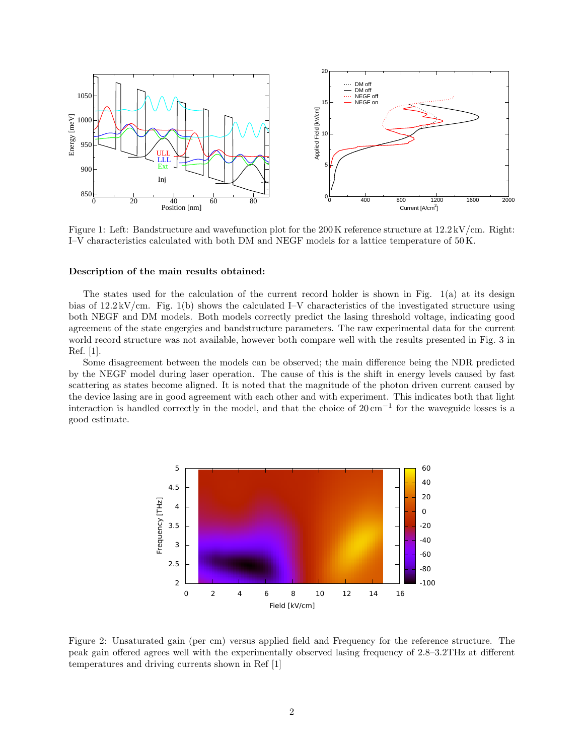Energy [meV]

1050
1000
950
900
850

0 20 40 60 80

Position [nm]

ULL
LLL
Ext
Inj

Applied Field [kV/cm]

20
15
10
5
0

0 400 800 1200 1600 2000

Current [A/cm$^2$]

DM off
DM off
NEGF off
NEGF on

Figure 1: Left: Bandstructure and wavefunction plot for the 200 K reference structure at 12.2 kV/cm. Right: I–V characteristics calculated with both DM and NEGF models for a lattice temperature of 50 K.

**Description of the main results obtained:**

The states used for the calculation of the current record holder is shown in Fig. 1(a) at its design bias of 12.2 kV/cm. Fig. 1(b) shows the calculated I–V characteristics of the investigated structure using both NEGF and DM models. Both models correctly predict the lasing threshold voltage, indicating good agreement of the state engergies and bandstructure parameters. The raw experimental data for the current world record structure was not available, however both compare well with the results presented in Fig. 3 in Ref. [1].

Some disagreement between the models can be observed; the main difference being the NDR predicted by the NEGF model during laser operation. The cause of this is the shift in energy levels caused by fast scattering as states become aligned. It is noted that the magnitude of the photon driven current caused by the device lasing are in good agreement with each other and with experiment. This indicates both that light interaction is handled correctly in the model, and that the choice of 20 cm$^{-1}$ for the waveguide losses is a good estimate.

Frequency [THz]

5
4.5
4
3.5
3
2.5
2

0 2 4 6 8 10 12 14 16

Field [kV/cm]

60
40
20
0
-20
-40
-60
-80
-100

Figure 2: Unsaturated gain (per cm) versus applied field and Frequency for the reference structure. The peak gain offered agrees well with the experimentally observed lasing frequency of 2.8–3.2THz at different temperatures and driving currents shown in Ref [1]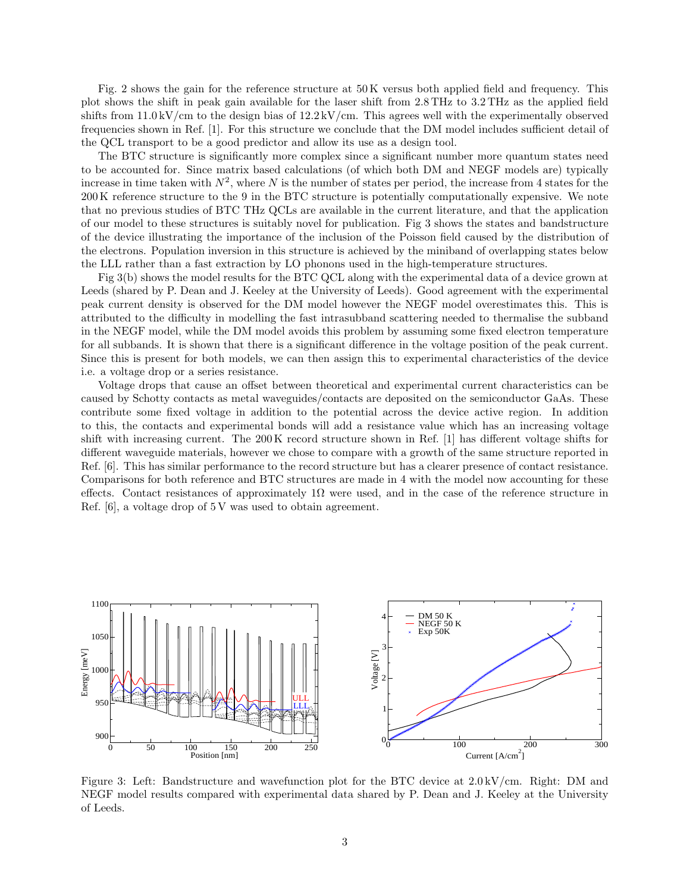Fig. 2 shows the gain for the reference structure at 50 K versus both applied field and frequency. This plot shows the shift in peak gain available for the laser shift from 2.8 THz to 3.2 THz as the applied field shifts from 11.0 kV/cm to the design bias of 12.2 kV/cm. This agrees well with the experimentally observed frequencies shown in Ref. [1]. For this structure we conclude that the DM model includes sufficient detail of the QCL transport to be a good predictor and allow its use as a design tool.

The BTC structure is significantly more complex since a significant number more quantum states need to be accounted for. Since matrix based calculations (of which both DM and NEGF models are) typically increase in time taken with $N^2$, where $N$ is the number of states per period, the increase from 4 states for the 200 K reference structure to the 9 in the BTC structure is potentially computationally expensive. We note that no previous studies of BTC THz QCLs are available in the current literature, and that the application of our model to these structures is suitably novel for publication. Fig 3 shows the states and bandstructure of the device illustrating the importance of the inclusion of the Poisson field caused by the distribution of the electrons. Population inversion in this structure is achieved by the miniband of overlapping states below the LLL rather than a fast extraction by LO phonons used in the high-temperature structures.

Fig 3(b) shows the model results for the BTC QCL along with the experimental data of a device grown at Leeds (shared by P. Dean and J. Keeley at the University of Leeds). Good agreement with the experimental peak current density is observed for the DM model however the NEGF model overestimates this. This is attributed to the difficulty in modelling the fast intrasubband scattering needed to thermalise the subband in the NEGF model, while the DM model avoids this problem by assuming some fixed electron temperature for all subbands. It is shown that there is a significant difference in the voltage position of the peak current. Since this is present for both models, we can then assign this to experimental characteristics of the device i.e. a voltage drop or a series resistance.

Voltage drops that cause an offset between theoretical and experimental current characteristics can be caused by Schotty contacts as metal waveguides/contacts are deposited on the semiconductor GaAs. These contribute some fixed voltage in addition to the potential across the device active region. In addition to this, the contacts and experimental bonds will add a resistance value which has an increasing voltage shift with increasing current. The 200 K record structure shown in Ref. [1] has different voltage shifts for different waveguide materials, however we chose to compare with a growth of the same structure reported in Ref. [6]. This has similar performance to the record structure but has a clearer presence of contact resistance. Comparisons for both reference and BTC structures are made in 4 with the model now accounting for these effects. Contact resistances of approximately 1Ω were used, and in the case of the reference structure in Ref. [6], a voltage drop of 5 V was used to obtain agreement.

Energy [meV]
1100
1050
1000
950
900
Position [nm]
0 50 100 150 200 250
ULL
LLL

Voltage [V]
4
3
2
1
0
Current [A/cm$^2$]
0 100 200 300
DM 50 K
NEGF 50 K
Exp 50K

Figure 3: Left: Bandstructure and wavefunction plot for the BTC device at 2.0 kV/cm. Right: DM and NEGF model results compared with experimental data shared by P. Dean and J. Keeley at the University of Leeds.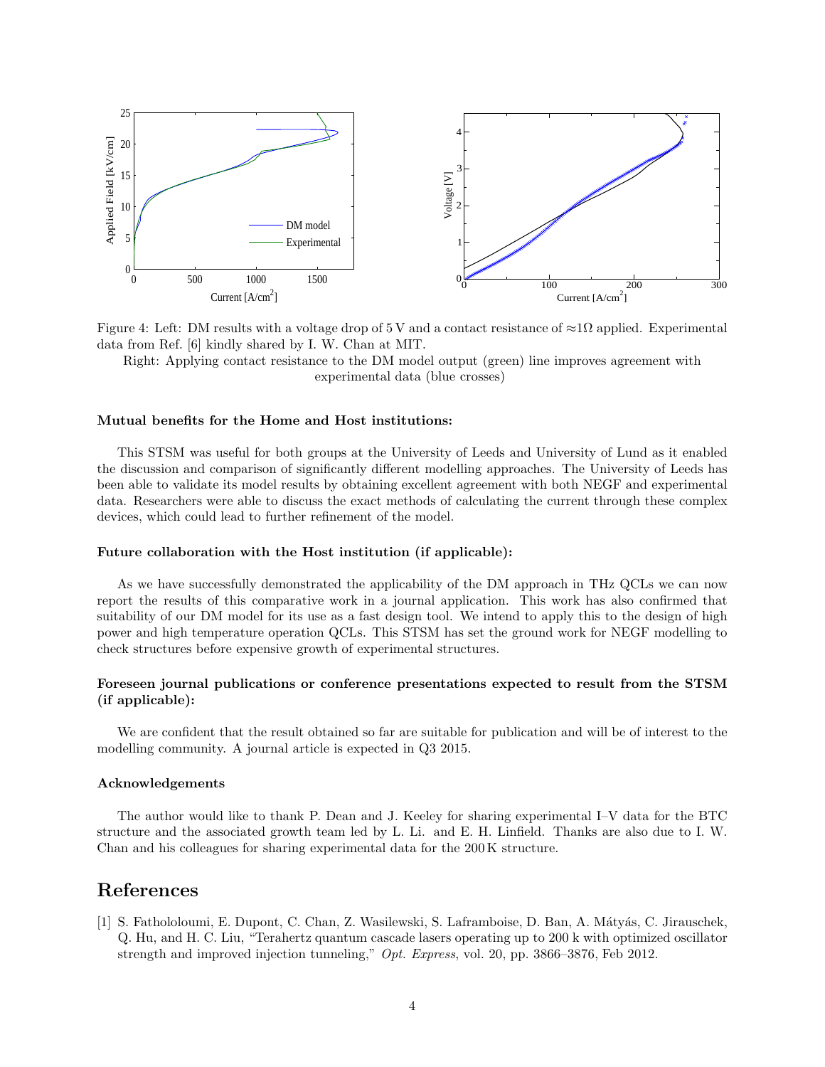Applied Field [kV/cm]

25
20
15
10
5
0

0
500
1000
1500

Current [A/cm$^2$]

DM model
Experimental

Voltage [V]

4
3
2
1
0

0
100
200
300

Current [A/cm$^2$]

Figure 4: Left: DM results with a voltage drop of 5 V and a contact resistance of $\approx 1\Omega$ applied. Experimental data from Ref. [6] kindly shared by I. W. Chan at MIT.
Right: Applying contact resistance to the DM model output (green) line improves agreement with experimental data (blue crosses)

**Mutual benefits for the Home and Host institutions:**

This STSM was useful for both groups at the University of Leeds and University of Lund as it enabled the discussion and comparison of significantly different modelling approaches. The University of Leeds has been able to validate its model results by obtaining excellent agreement with both NEGF and experimental data. Researchers were able to discuss the exact methods of calculating the current through these complex devices, which could lead to further refinement of the model.

**Future collaboration with the Host institution (if applicable):**

As we have successfully demonstrated the applicability of the DM approach in THz QCLs we can now report the results of this comparative work in a journal application. This work has also confirmed that suitability of our DM model for its use as a fast design tool. We intend to apply this to the design of high power and high temperature operation QCLs. This STSM has set the ground work for NEGF modelling to check structures before expensive growth of experimental structures.

**Foreseen journal publications or conference presentations expected to result from the STSM (if applicable):**

We are confident that the result obtained so far are suitable for publication and will be of interest to the modelling community. A journal article is expected in Q3 2015.

**Acknowledgements**

The author would like to thank P. Dean and J. Keeley for sharing experimental I–V data for the BTC structure and the associated growth team led by L. Li. and E. H. Linfield. Thanks are also due to I. W. Chan and his colleagues for sharing experimental data for the 200 K structure.

# References

[1] S. Fathololoumi, E. Dupont, C. Chan, Z. Wasilewski, S. Laframboise, D. Ban, A. Mátyás, C. Jirauschek, Q. Hu, and H. C. Liu, "Terahertz quantum cascade lasers operating up to 200 k with optimized oscillator strength and improved injection tunneling," *Opt. Express*, vol. 20, pp. 3866–3876, Feb 2012.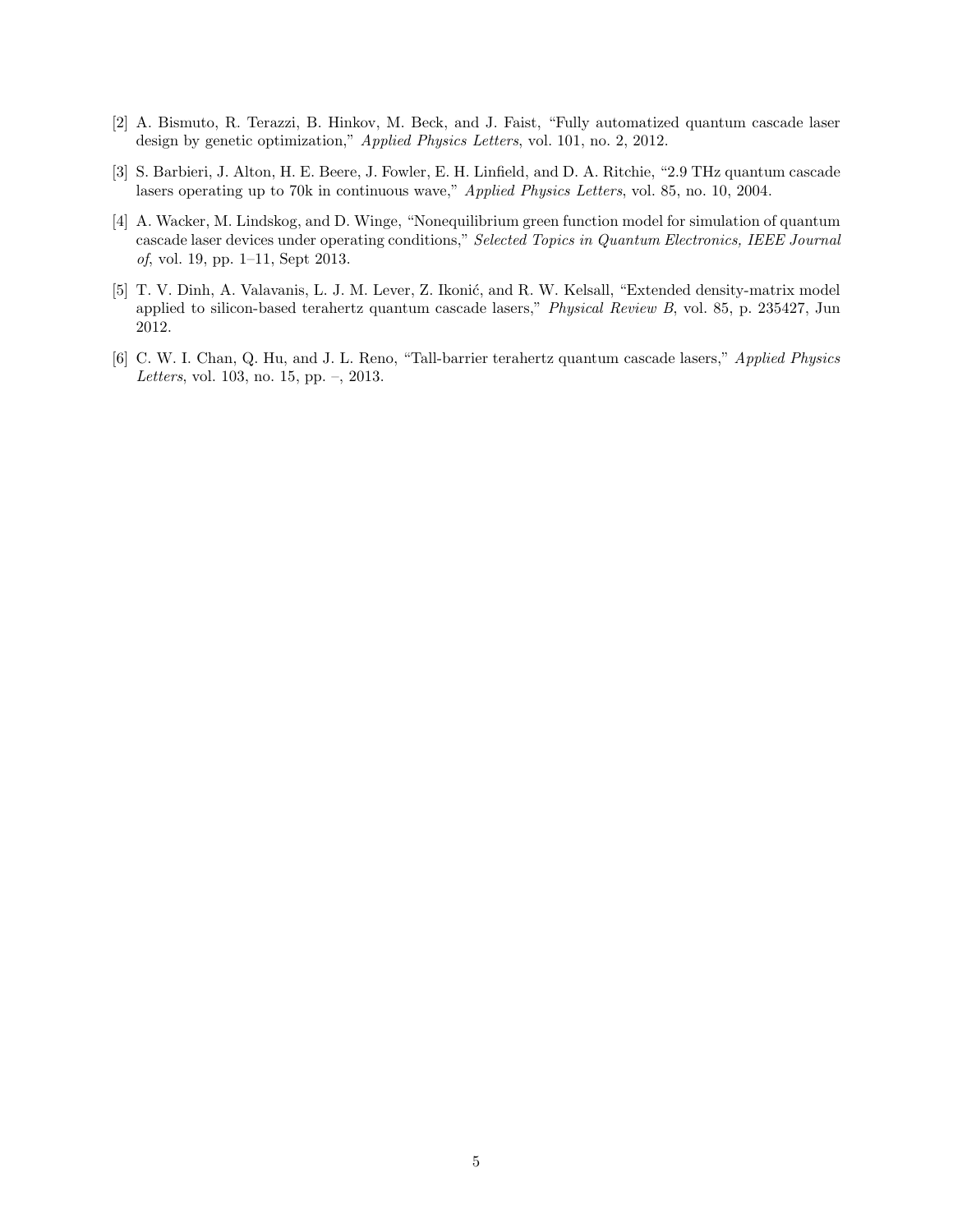[2] A. Bismuto, R. Terazzi, B. Hinkov, M. Beck, and J. Faist, "Fully automatized quantum cascade laser design by genetic optimization," *Applied Physics Letters*, vol. 101, no. 2, 2012.

[3] S. Barbieri, J. Alton, H. E. Beere, J. Fowler, E. H. Linfield, and D. A. Ritchie, "2.9 THz quantum cascade lasers operating up to 70k in continuous wave," *Applied Physics Letters*, vol. 85, no. 10, 2004.

[4] A. Wacker, M. Lindskog, and D. Winge, "Nonequilibrium green function model for simulation of quantum cascade laser devices under operating conditions," *Selected Topics in Quantum Electronics, IEEE Journal of*, vol. 19, pp. 1–11, Sept 2013.

[5] T. V. Dinh, A. Valavanis, L. J. M. Lever, Z. Ikonić, and R. W. Kelsall, "Extended density-matrix model applied to silicon-based terahertz quantum cascade lasers," *Physical Review B*, vol. 85, p. 235427, Jun 2012.

[6] C. W. I. Chan, Q. Hu, and J. L. Reno, "Tall-barrier terahertz quantum cascade lasers," *Applied Physics Letters*, vol. 103, no. 15, pp. –, 2013.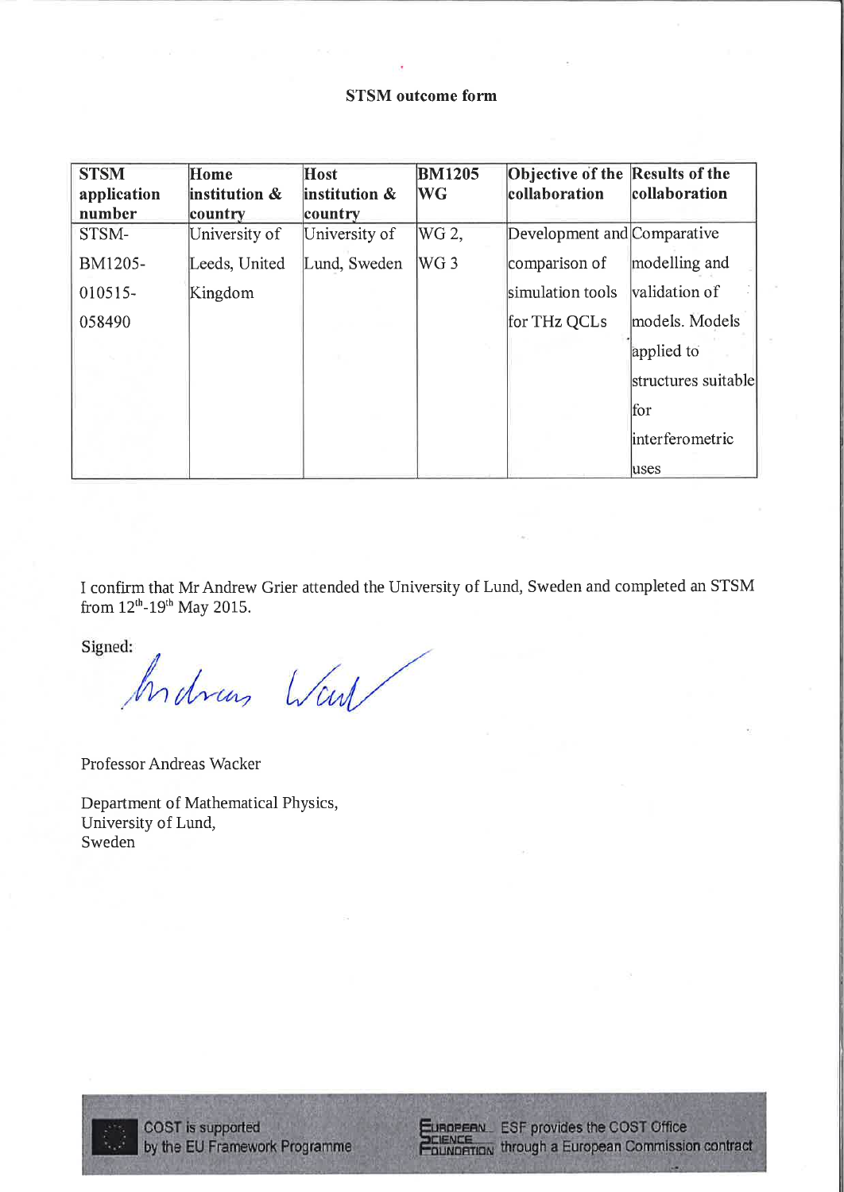**STSM outcome form**

| STSM application number | Home institution & country | Host institution & country | BM1205 WG | Objective of the collaboration | Results of the collaboration |
|---|---|---|---|---|---|
| STSM-BM1205-010515-058490 | University of Leeds, United Kingdom | University of Lund, Sweden | WG 2, WG 3 | Development and comparison of simulation tools for THz QCLs | Comparative modelling and validation of models. Models applied to structures suitable for interferometric uses |

I confirm that Mr Andrew Grier attended the University of Lund, Sweden and completed an STSM from 12[th]-19[th] May 2015.

Signed:

Professor Andreas Wacker

Department of Mathematical Physics,
University of Lund,
Sweden

COST is supported by the EU Framework Programme

ESF provides the COST Office through a European Commission contract